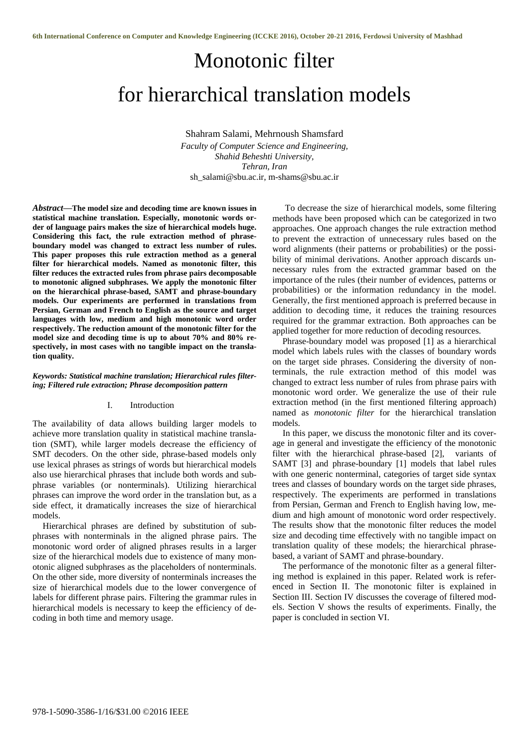# Monotonic filter for hierarchical translation models

Shahram Salami, Mehrnoush Shamsfard

*Faculty of Computer Science and Engineering, Shahid Beheshti University, Tehran, Iran*

sh_salami@sbu.ac.ir, m-shams@sbu.ac.ir

***Abstract*—The model size and decoding time are known issues in statistical machine translation. Especially, monotonic words order of language pairs makes the size of hierarchical models huge. Considering this fact, the rule extraction method of phrase-boundary model was changed to extract less number of rules. This paper proposes this rule extraction method as a general filter for hierarchical models. Named as monotonic filter, this filter reduces the extracted rules from phrase pairs decomposable to monotonic aligned subphrases. We apply the monotonic filter on the hierarchical phrase-based, SAMT and phrase-boundary models. Our experiments are performed in translations from Persian, German and French to English as the source and target languages with low, medium and high monotonic word order respectively. The reduction amount of the monotonic filter for the model size and decoding time is up to about 70% and 80% respectively, in most cases with no tangible impact on the translation quality.**

***Keywords: Statistical machine translation; Hierarchical rules filtering; Filtered rule extraction; Phrase decomposition pattern***

## I. Introduction

The availability of data allows building larger models to achieve more translation quality in statistical machine translation (SMT), while larger models decrease the efficiency of SMT decoders. On the other side, phrase-based models only use lexical phrases as strings of words but hierarchical models also use hierarchical phrases that include both words and subphrase variables (or nonterminals). Utilizing hierarchical phrases can improve the word order in the translation but, as a side effect, it dramatically increases the size of hierarchical models.

Hierarchical phrases are defined by substitution of subphrases with nonterminals in the aligned phrase pairs. The monotonic word order of aligned phrases results in a larger size of the hierarchical models due to existence of many monotonic aligned subphrases as the placeholders of nonterminals. On the other side, more diversity of nonterminals increases the size of hierarchical models due to the lower convergence of labels for different phrase pairs. Filtering the grammar rules in hierarchical models is necessary to keep the efficiency of decoding in both time and memory usage.

To decrease the size of hierarchical models, some filtering methods have been proposed which can be categorized in two approaches. One approach changes the rule extraction method to prevent the extraction of unnecessary rules based on the word alignments (their patterns or probabilities) or the possibility of minimal derivations. Another approach discards unnecessary rules from the extracted grammar based on the importance of the rules (their number of evidences, patterns or probabilities) or the information redundancy in the model. Generally, the first mentioned approach is preferred because in addition to decoding time, it reduces the training resources required for the grammar extraction. Both approaches can be applied together for more reduction of decoding resources.

Phrase-boundary model was proposed [1] as a hierarchical model which labels rules with the classes of boundary words on the target side phrases. Considering the diversity of nonterminals, the rule extraction method of this model was changed to extract less number of rules from phrase pairs with monotonic word order. We generalize the use of their rule extraction method (in the first mentioned filtering approach) named as *monotonic filter* for the hierarchical translation models.

In this paper, we discuss the monotonic filter and its coverage in general and investigate the efficiency of the monotonic filter with the hierarchical phrase-based [2], variants of SAMT [3] and phrase-boundary [1] models that label rules with one generic nonterminal, categories of target side syntax trees and classes of boundary words on the target side phrases, respectively. The experiments are performed in translations from Persian, German and French to English having low, medium and high amount of monotonic word order respectively. The results show that the monotonic filter reduces the model size and decoding time effectively with no tangible impact on translation quality of these models; the hierarchical phrase-based, a variant of SAMT and phrase-boundary.

The performance of the monotonic filter as a general filtering method is explained in this paper. Related work is referenced in Section II. The monotonic filter is explained in Section III. Section IV discusses the coverage of filtered models. Section V shows the results of experiments. Finally, the paper is concluded in section VI.

978-1-5090-3586-1/16/$31.00 ©2016 IEEE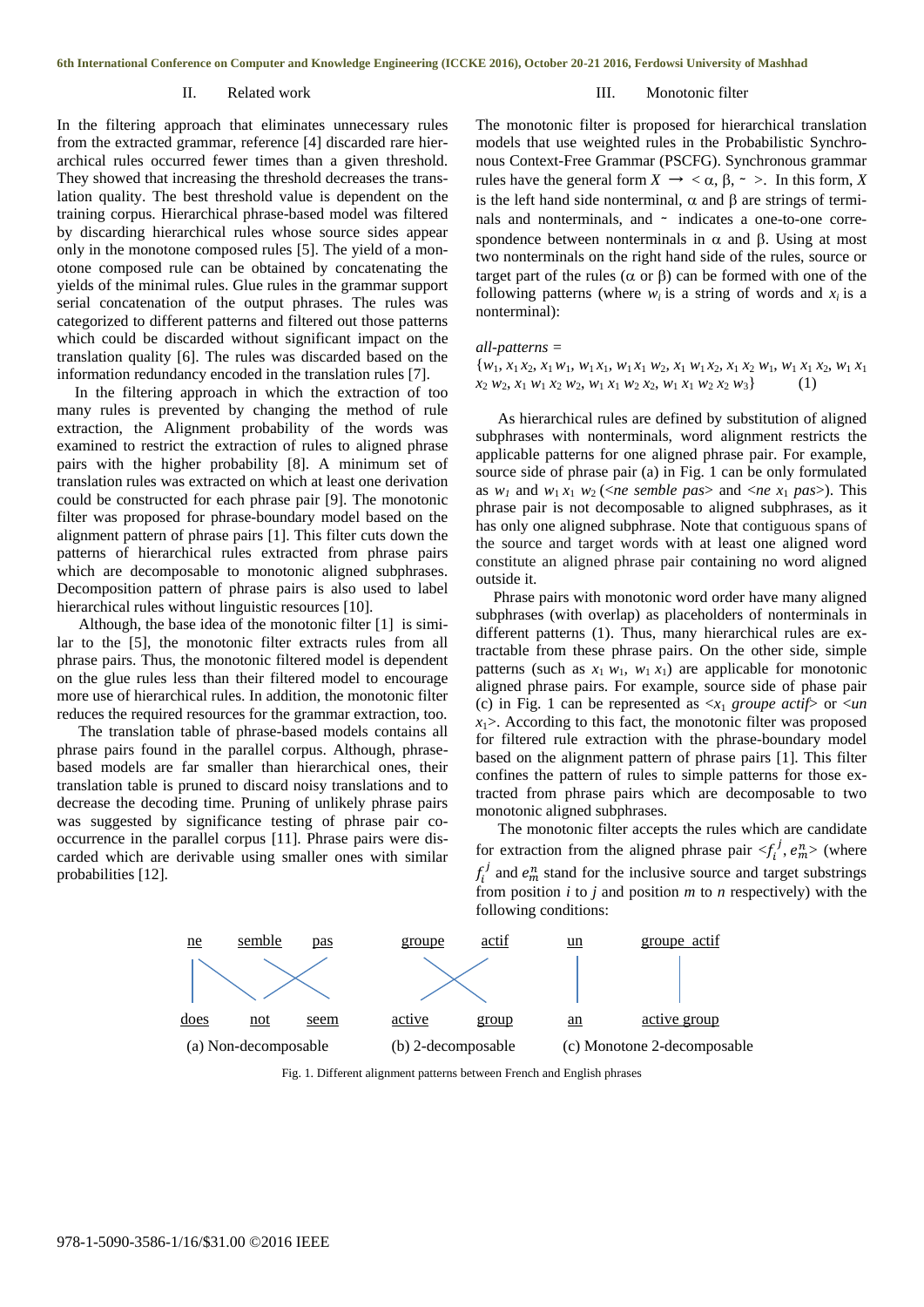## II. Related work

In the filtering approach that eliminates unnecessary rules from the extracted grammar, reference [4] discarded rare hierarchical rules occurred fewer times than a given threshold. They showed that increasing the threshold decreases the translation quality. The best threshold value is dependent on the training corpus. Hierarchical phrase-based model was filtered by discarding hierarchical rules whose source sides appear only in the monotone composed rules [5]. The yield of a monotone composed rule can be obtained by concatenating the yields of the minimal rules. Glue rules in the grammar support serial concatenation of the output phrases. The rules was categorized to different patterns and filtered out those patterns which could be discarded without significant impact on the translation quality [6]. The rules was discarded based on the information redundancy encoded in the translation rules [7].

In the filtering approach in which the extraction of too many rules is prevented by changing the method of rule extraction, the Alignment probability of the words was examined to restrict the extraction of rules to aligned phrase pairs with the higher probability [8]. A minimum set of translation rules was extracted on which at least one derivation could be constructed for each phrase pair [9]. The monotonic filter was proposed for phrase-boundary model based on the alignment pattern of phrase pairs [1]. This filter cuts down the patterns of hierarchical rules extracted from phrase pairs which are decomposable to monotonic aligned subphrases. Decomposition pattern of phrase pairs is also used to label hierarchical rules without linguistic resources [10].

Although, the base idea of the monotonic filter [1] is similar to the [5], the monotonic filter extracts rules from all phrase pairs. Thus, the monotonic filtered model is dependent on the glue rules less than their filtered model to encourage more use of hierarchical rules. In addition, the monotonic filter reduces the required resources for the grammar extraction, too.

The translation table of phrase-based models contains all phrase pairs found in the parallel corpus. Although, phrase-based models are far smaller than hierarchical ones, their translation table is pruned to discard noisy translations and to decrease the decoding time. Pruning of unlikely phrase pairs was suggested by significance testing of phrase pair co-occurrence in the parallel corpus [11]. Phrase pairs were discarded which are derivable using smaller ones with similar probabilities [12].

## III. Monotonic filter

The monotonic filter is proposed for hierarchical translation models that use weighted rules in the Probabilistic Synchronous Context-Free Grammar (PSCFG). Synchronous grammar rules have the general form $X \rightarrow <\alpha, \beta, \sim>$. In this form, $X$ is the left hand side nonterminal, $\alpha$ and $\beta$ are strings of terminals and nonterminals, and $\sim$ indicates a one-to-one correspondence between nonterminals in $\alpha$ and $\beta$. Using at most two nonterminals on the right hand side of the rules, source or target part of the rules ($\alpha$ or $\beta$) can be formed with one of the following patterns (where $w_i$ is a string of words and $x_i$ is a nonterminal):

*all-patterns* =

$$\{w_1, x_1 x_2, x_1 w_1, w_1 x_1, w_1 x_1 w_2, x_1 w_1 x_2, x_1 x_2 w_1, w_1 x_1 x_2, w_1 x_1 x_2 w_2, x_1 w_1 x_2 w_2, w_1 x_1 w_2 x_2, w_1 x_1 w_2 x_2 w_3\} \quad (1)$$

As hierarchical rules are defined by substitution of aligned subphrases with nonterminals, word alignment restricts the applicable patterns for one aligned phrase pair. For example, source side of phrase pair (a) in Fig. 1 can be only formulated as $w_1$ and $w_1 x_1 w_2$ (<*ne semble pas*> and <*ne* $x_1$ *pas*>). This phrase pair is not decomposable to aligned subphrases, as it has only one aligned subphrase. Note that contiguous spans of the source and target words with at least one aligned word constitute an aligned phrase pair containing no word aligned outside it.

Phrase pairs with monotonic word order have many aligned subphrases (with overlap) as placeholders of nonterminals in different patterns (1). Thus, many hierarchical rules are extractable from these phrase pairs. On the other side, simple patterns (such as $x_1 w_1$, $w_1 x_1$) are applicable for monotonic aligned phrase pairs. For example, source side of phase pair (c) in Fig. 1 can be represented as <$x_1$ *groupe actif*> or <*un* $x_1$>. According to this fact, the monotonic filter was proposed for filtered rule extraction with the phrase-boundary model based on the alignment pattern of phrase pairs [1]. This filter confines the pattern of rules to simple patterns for those extracted from phrase pairs which are decomposable to two monotonic aligned subphrases.

The monotonic filter accepts the rules which are candidate for extraction from the aligned phrase pair $<f_i^j, e_m^n>$ (where $f_i^j$ and $e_m^n$ stand for the inclusive source and target substrings from position $i$ to $j$ and position $m$ to $n$ respectively) with the following conditions:

| ne | semble | pas | groupe | actif | un | groupe actif |
|---|---|---|---|---|---|---|
| does | not | seem | active | group | an | active group |

(a) Non-decomposable (b) 2-decomposable (c) Monotone 2-decomposable

Fig. 1. Different alignment patterns between French and English phrases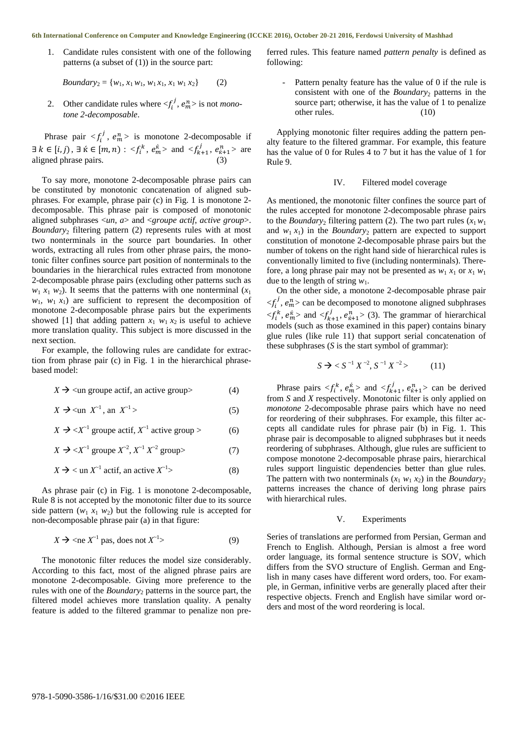1. Candidate rules consistent with one of the following patterns (a subset of (1)) in the source part:

$$Boundary_2 = \{w_1, x_1\, w_1, w_1\, x_1, x_1\, w_1\, x_2\} \qquad (2)$$

2. Other candidate rules where $<f_i^j, e_m^n>$ is not *monotone 2-decomposable*.

Phrase pair $<f_i^j, e_m^n>$ is monotone 2-decomposable if $\exists\, k \in [i, j),\ \exists\, \acute{k} \in [m, n) : <f_i^k, e_m^{\acute{k}}>$ and $<f_{k+1}^j, e_{\acute{k}+1}^n>$ are aligned phrase pairs. (3)

To say more, monotone 2-decomposable phrase pairs can be constituted by monotonic concatenation of aligned subphrases. For example, phrase pair (c) in Fig. 1 is monotone 2-decomposable. This phrase pair is composed of monotonic aligned subphrases <*un*, *a*> and <*groupe actif*, *active group*>. $Boundary_2$ filtering pattern (2) represents rules with at most two nonterminals in the source part boundaries. In other words, extracting all rules from other phrase pairs, the monotonic filter confines source part position of nonterminals to the boundaries in the hierarchical rules extracted from monotone 2-decomposable phrase pairs (excluding other patterns such as $w_1\, x_1\, w_2$). It seems that the patterns with one nonterminal ($x_1\, w_1$, $w_1\, x_1$) are sufficient to represent the decomposition of monotone 2-decomposable phrase pairs but the experiments showed [1] that adding pattern $x_1\, w_1\, x_2$ is useful to achieve more translation quality. This subject is more discussed in the next section.

For example, the following rules are candidate for extraction from phrase pair (c) in Fig. 1 in the hierarchical phrase-based model:

$$X \rightarrow <\text{un groupe actif, an active group}> \qquad (4)$$

$$X \rightarrow <\text{un } X^{\sim 1}, \text{ an } X^{\sim 1}> \qquad (5)$$

$$X \rightarrow <X^{\sim 1} \text{ groupe actif}, X^{\sim 1} \text{ active group}> \qquad (6)$$

$$X \rightarrow <X^{\sim 1} \text{ groupe } X^{\sim 2}, X^{\sim 1}\, X^{\sim 2} \text{ group}> \qquad (7)$$

$$X \rightarrow <\text{un } X^{\sim 1} \text{ actif, an active } X^{\sim 1}> \qquad (8)$$

As phrase pair (c) in Fig. 1 is monotone 2-decomposable, Rule 8 is not accepted by the monotonic filter due to its source side pattern ($w_1\, x_1\, w_2$) but the following rule is accepted for non-decomposable phrase pair (a) in that figure:

$$X \rightarrow <\text{ne } X^{\sim 1} \text{ pas, does not } X^{\sim 1}> \qquad (9)$$

The monotonic filter reduces the model size considerably. According to this fact, most of the aligned phrase pairs are monotone 2-decomposable. Giving more preference to the rules with one of the $Boundary_2$ patterns in the source part, the filtered model achieves more translation quality. A penalty feature is added to the filtered grammar to penalize non preferred rules. This feature named *pattern penalty* is defined as following:

- Pattern penalty feature has the value of 0 if the rule is consistent with one of the $Boundary_2$ patterns in the source part; otherwise, it has the value of 1 to penalize other rules. (10)

Applying monotonic filter requires adding the pattern penalty feature to the filtered grammar. For example, this feature has the value of 0 for Rules 4 to 7 but it has the value of 1 for Rule 9.

## IV. Filtered model coverage

As mentioned, the monotonic filter confines the source part of the rules accepted for monotone 2-decomposable phrase pairs to the $Boundary_2$ filtering pattern (2). The two part rules ($x_1\, w_1$ and $w_1\, x_1$) in the $Boundary_2$ pattern are expected to support constitution of monotone 2-decomposable phrase pairs but the number of tokens on the right hand side of hierarchical rules is conventionally limited to five (including nonterminals). Therefore, a long phrase pair may not be presented as $w_1\, x_1$ or $x_1\, w_1$ due to the length of string $w_1$.

On the other side, a monotone 2-decomposable phrase pair $<f_i^j, e_m^n>$ can be decomposed to monotone aligned subphrases $<f_i^k, e_m^{\acute{k}}>$ and $<f_{k+1}^j, e_{\acute{k}+1}^n>$ (3). The grammar of hierarchical models (such as those examined in this paper) contains binary glue rules (like rule 11) that support serial concatenation of these subphrases ($S$ is the start symbol of grammar):

$$S \rightarrow <S^{\sim 1}\, X^{\sim 2}, S^{\sim 1}\, X^{\sim 2}> \qquad (11)$$

Phrase pairs $<f_i^k, e_m^{\acute{k}}>$ and $<f_{k+1}^j, e_{\acute{k}+1}^n>$ can be derived from $S$ and $X$ respectively. Monotonic filter is only applied on *monotone* 2-decomposable phrase pairs which have no need for reordering of their subphrases. For example, this filter accepts all candidate rules for phrase pair (b) in Fig. 1. This phrase pair is decomposable to aligned subphrases but it needs reordering of subphrases. Although, glue rules are sufficient to compose monotone 2-decomposable phrase pairs, hierarchical rules support linguistic dependencies better than glue rules. The pattern with two nonterminals ($x_1\, w_1\, x_2$) in the $Boundary_2$ patterns increases the chance of deriving long phrase pairs with hierarchical rules.

## V. Experiments

Series of translations are performed from Persian, German and French to English. Although, Persian is almost a free word order language, its formal sentence structure is SOV, which differs from the SVO structure of English. German and English in many cases have different word orders, too. For example, in German, infinitive verbs are generally placed after their respective objects. French and English have similar word orders and most of the word reordering is local.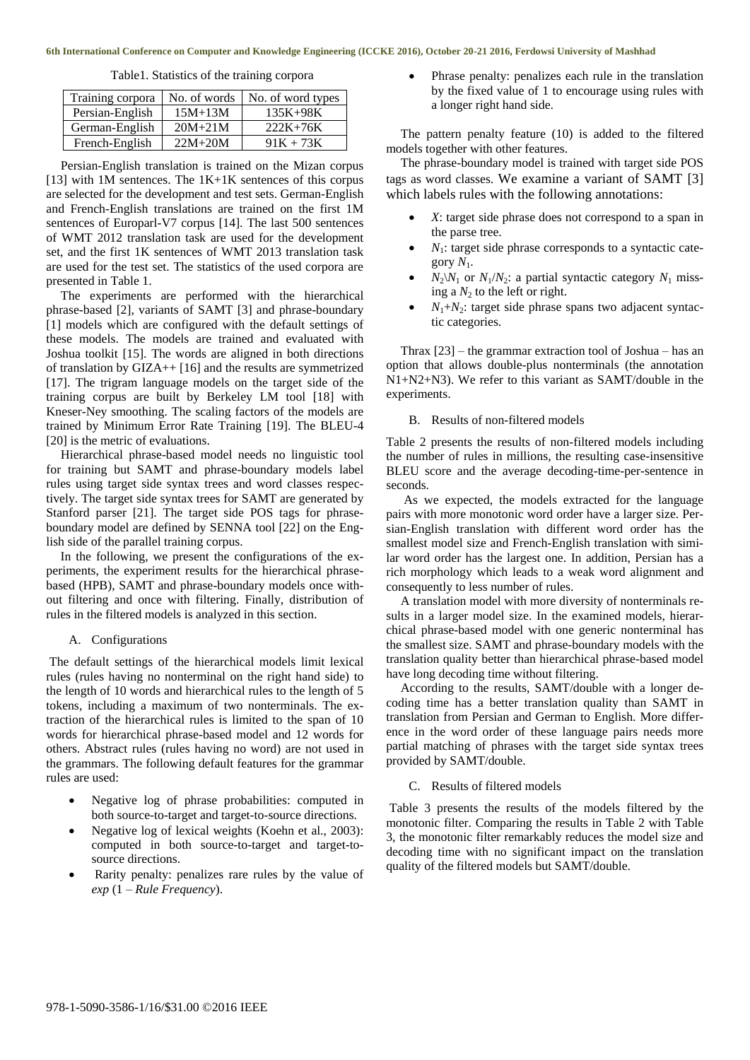Table1. Statistics of the training corpora

| Training corpora | No. of words | No. of word types |
|---|---|---|
| Persian-English | 15M+13M | 135K+98K |
| German-English | 20M+21M | 222K+76K |
| French-English | 22M+20M | 91K + 73K |

Persian-English translation is trained on the Mizan corpus [13] with 1M sentences. The 1K+1K sentences of this corpus are selected for the development and test sets. German-English and French-English translations are trained on the first 1M sentences of Europarl-V7 corpus [14]. The last 500 sentences of WMT 2012 translation task are used for the development set, and the first 1K sentences of WMT 2013 translation task are used for the test set. The statistics of the used corpora are presented in Table 1.

The experiments are performed with the hierarchical phrase-based [2], variants of SAMT [3] and phrase-boundary [1] models which are configured with the default settings of these models. The models are trained and evaluated with Joshua toolkit [15]. The words are aligned in both directions of translation by GIZA++ [16] and the results are symmetrized [17]. The trigram language models on the target side of the training corpus are built by Berkeley LM tool [18] with Kneser-Ney smoothing. The scaling factors of the models are trained by Minimum Error Rate Training [19]. The BLEU-4 [20] is the metric of evaluations.

Hierarchical phrase-based model needs no linguistic tool for training but SAMT and phrase-boundary models label rules using target side syntax trees and word classes respectively. The target side syntax trees for SAMT are generated by Stanford parser [21]. The target side POS tags for phrase-boundary model are defined by SENNA tool [22] on the English side of the parallel training corpus.

In the following, we present the configurations of the experiments, the experiment results for the hierarchical phrase-based (HPB), SAMT and phrase-boundary models once without filtering and once with filtering. Finally, distribution of rules in the filtered models is analyzed in this section.

### A. Configurations

The default settings of the hierarchical models limit lexical rules (rules having no nonterminal on the right hand side) to the length of 10 words and hierarchical rules to the length of 5 tokens, including a maximum of two nonterminals. The extraction of the hierarchical rules is limited to the span of 10 words for hierarchical phrase-based model and 12 words for others. Abstract rules (rules having no word) are not used in the grammars. The following default features for the grammar rules are used:

- Negative log of phrase probabilities: computed in both source-to-target and target-to-source directions.
- Negative log of lexical weights (Koehn et al., 2003): computed in both source-to-target and target-to-source directions.
- Rarity penalty: penalizes rare rules by the value of *exp* (1 – *Rule Frequency*).
- Phrase penalty: penalizes each rule in the translation by the fixed value of 1 to encourage using rules with a longer right hand side.

The pattern penalty feature (10) is added to the filtered models together with other features.

The phrase-boundary model is trained with target side POS tags as word classes. We examine a variant of SAMT [3] which labels rules with the following annotations:

- $X$: target side phrase does not correspond to a span in the parse tree.
- $N_1$: target side phrase corresponds to a syntactic category $N_1$.
- $N_2\backslash N_1$ or $N_1/N_2$: a partial syntactic category $N_1$ missing a $N_2$ to the left or right.
- $N_1+N_2$: target side phrase spans two adjacent syntactic categories.

Thrax [23] – the grammar extraction tool of Joshua – has an option that allows double-plus nonterminals (the annotation N1+N2+N3). We refer to this variant as SAMT/double in the experiments.

### B. Results of non-filtered models

Table 2 presents the results of non-filtered models including the number of rules in millions, the resulting case-insensitive BLEU score and the average decoding-time-per-sentence in seconds.

As we expected, the models extracted for the language pairs with more monotonic word order have a larger size. Persian-English translation with different word order has the smallest model size and French-English translation with similar word order has the largest one. In addition, Persian has a rich morphology which leads to a weak word alignment and consequently to less number of rules.

A translation model with more diversity of nonterminals results in a larger model size. In the examined models, hierarchical phrase-based model with one generic nonterminal has the smallest size. SAMT and phrase-boundary models with the translation quality better than hierarchical phrase-based model have long decoding time without filtering.

According to the results, SAMT/double with a longer decoding time has a better translation quality than SAMT in translation from Persian and German to English. More difference in the word order of these language pairs needs more partial matching of phrases with the target side syntax trees provided by SAMT/double.

### C. Results of filtered models

Table 3 presents the results of the models filtered by the monotonic filter. Comparing the results in Table 2 with Table 3, the monotonic filter remarkably reduces the model size and decoding time with no significant impact on the translation quality of the filtered models but SAMT/double.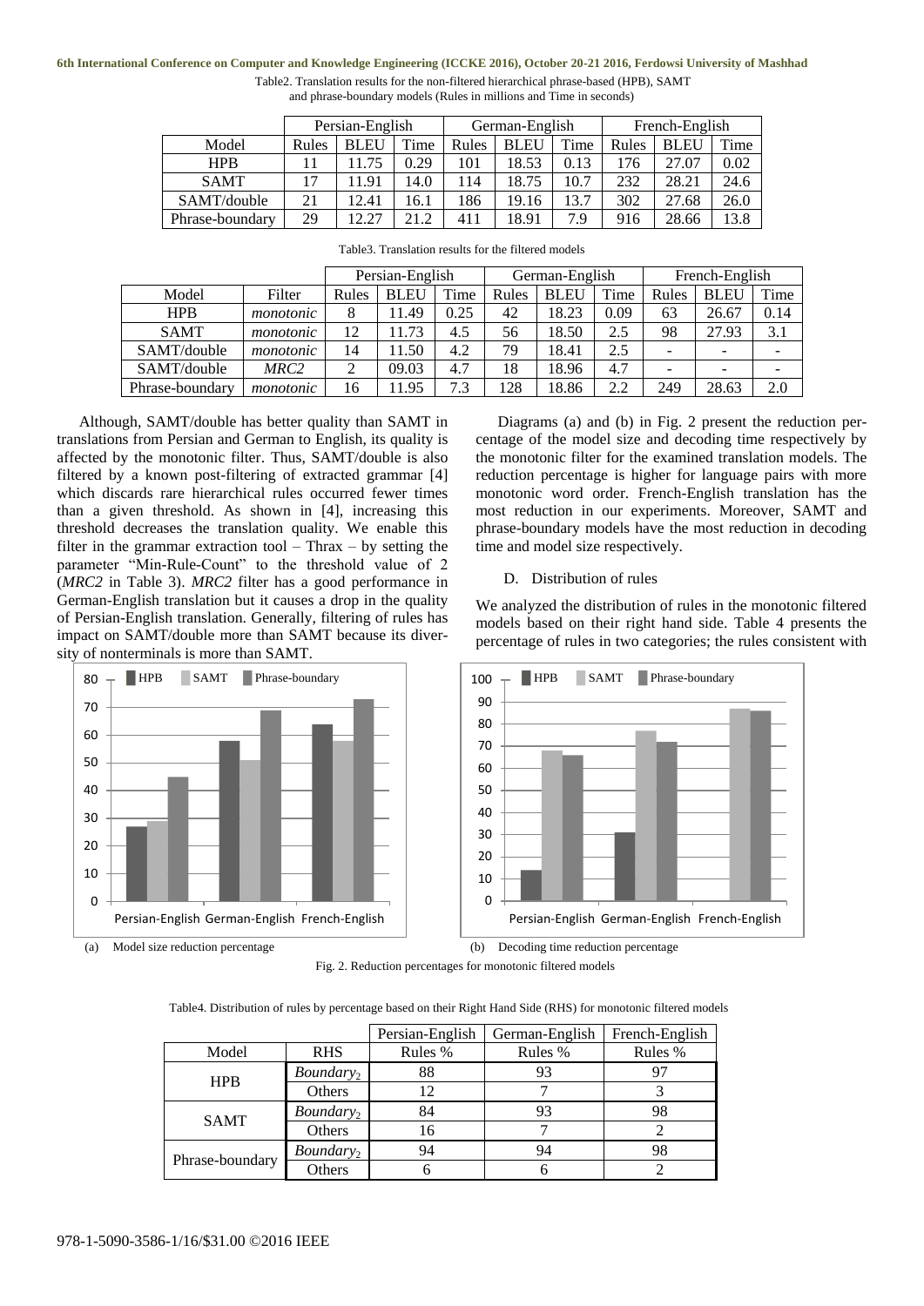Table2. Translation results for the non-filtered hierarchical phrase-based (HPB), SAMT and phrase-boundary models (Rules in millions and Time in seconds)

| | Persian-English | | | German-English | | | French-English | | |
|---|---|---|---|---|---|---|---|---|---|
| Model | Rules | BLEU | Time | Rules | BLEU | Time | Rules | BLEU | Time |
| HPB | 11 | 11.75 | 0.29 | 101 | 18.53 | 0.13 | 176 | 27.07 | 0.02 |
| SAMT | 17 | 11.91 | 14.0 | 114 | 18.75 | 10.7 | 232 | 28.21 | 24.6 |
| SAMT/double | 21 | 12.41 | 16.1 | 186 | 19.16 | 13.7 | 302 | 27.68 | 26.0 |
| Phrase-boundary | 29 | 12.27 | 21.2 | 411 | 18.91 | 7.9 | 916 | 28.66 | 13.8 |

Table3. Translation results for the filtered models

| | | Persian-English | | | German-English | | | French-English | | |
|---|---|---|---|---|---|---|---|---|---|---|
| Model | Filter | Rules | BLEU | Time | Rules | BLEU | Time | Rules | BLEU | Time |
| HPB | *monotonic* | 8 | 11.49 | 0.25 | 42 | 18.23 | 0.09 | 63 | 26.67 | 0.14 |
| SAMT | *monotonic* | 12 | 11.73 | 4.5 | 56 | 18.50 | 2.5 | 98 | 27.93 | 3.1 |
| SAMT/double | *monotonic* | 14 | 11.50 | 4.2 | 79 | 18.41 | 2.5 | - | - | - |
| SAMT/double | *MRC2* | 2 | 09.03 | 4.7 | 18 | 18.96 | 4.7 | - | - | - |
| Phrase-boundary | *monotonic* | 16 | 11.95 | 7.3 | 128 | 18.86 | 2.2 | 249 | 28.63 | 2.0 |

Although, SAMT/double has better quality than SAMT in translations from Persian and German to English, its quality is affected by the monotonic filter. Thus, SAMT/double is also filtered by a known post-filtering of extracted grammar [4] which discards rare hierarchical rules occurred fewer times than a given threshold. As shown in [4], increasing this threshold decreases the translation quality. We enable this filter in the grammar extraction tool – Thrax – by setting the parameter "Min-Rule-Count" to the threshold value of 2 (*MRC2* in Table 3). *MRC2* filter has a good performance in German-English translation but it causes a drop in the quality of Persian-English translation. Generally, filtering of rules has impact on SAMT/double more than SAMT because its diversity of nonterminals is more than SAMT.

Diagrams (a) and (b) in Fig. 2 present the reduction percentage of the model size and decoding time respectively by the monotonic filter for the examined translation models. The reduction percentage is higher for language pairs with more monotonic word order. French-English translation has the most reduction in our experiments. Moreover, SAMT and phrase-boundary models have the most reduction in decoding time and model size respectively.

D. Distribution of rules

We analyzed the distribution of rules in the monotonic filtered models based on their right hand side. Table 4 presents the percentage of rules in two categories; the rules consistent with

(a) Model size reduction percentage

(b) Decoding time reduction percentage

Fig. 2. Reduction percentages for monotonic filtered models

Table4. Distribution of rules by percentage based on their Right Hand Side (RHS) for monotonic filtered models

| | | Persian-English | German-English | French-English |
|---|---|---|---|---|
| Model | RHS | Rules % | Rules % | Rules % |
| HPB | $Boundary_2$ | 88 | 93 | 97 |
| | Others | 12 | 7 | 3 |
| SAMT | $Boundary_2$ | 84 | 93 | 98 |
| | Others | 16 | 7 | 2 |
| Phrase-boundary | $Boundary_2$ | 94 | 94 | 98 |
| | Others | 6 | 6 | 2 |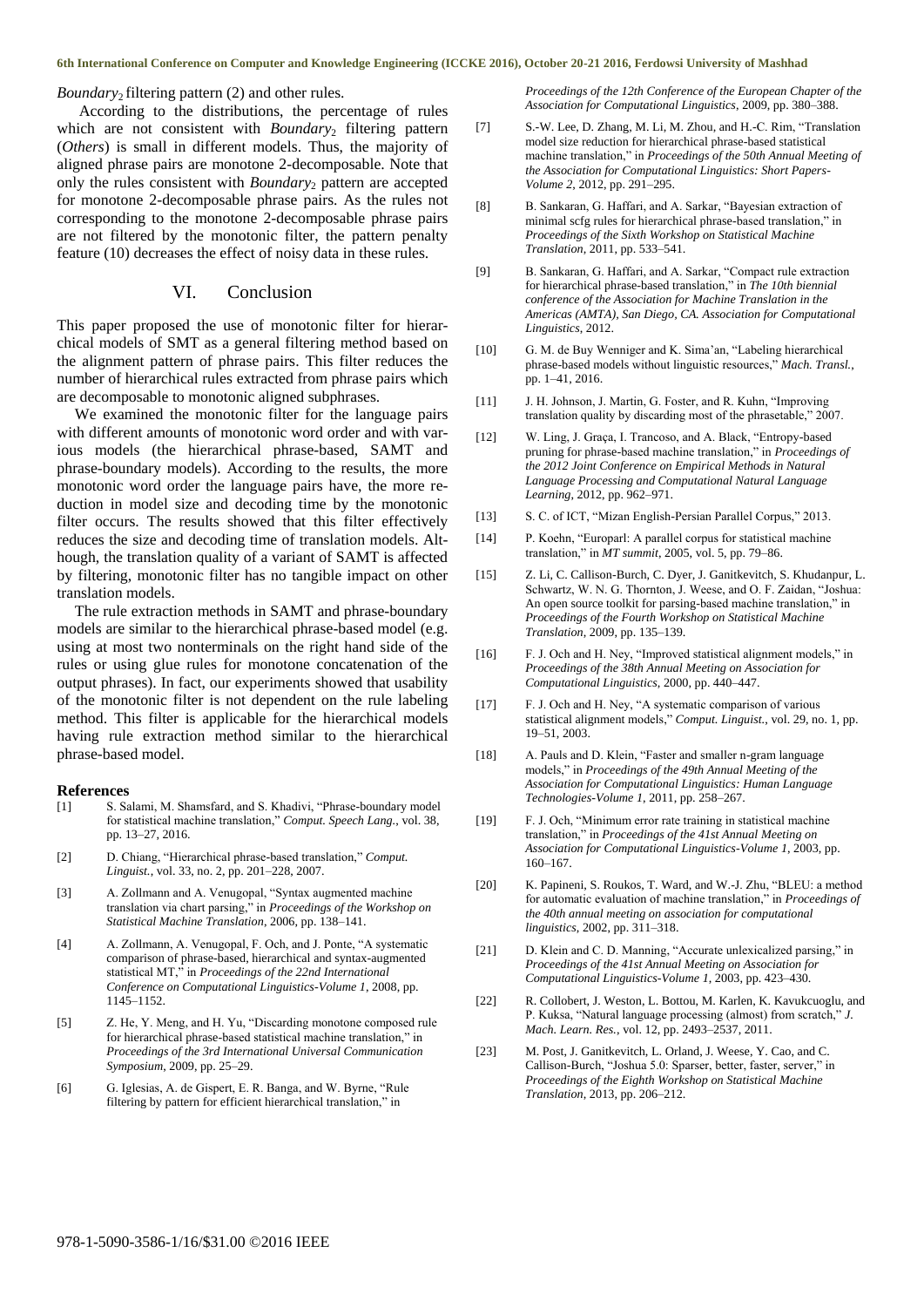*Boundary*$_2$ filtering pattern (2) and other rules.

According to the distributions, the percentage of rules which are not consistent with *Boundary*$_2$ filtering pattern (*Others*) is small in different models. Thus, the majority of aligned phrase pairs are monotone 2-decomposable. Note that only the rules consistent with *Boundary*$_2$ pattern are accepted for monotone 2-decomposable phrase pairs. As the rules not corresponding to the monotone 2-decomposable phrase pairs are not filtered by the monotonic filter, the pattern penalty feature (10) decreases the effect of noisy data in these rules.

## VI. Conclusion

This paper proposed the use of monotonic filter for hierarchical models of SMT as a general filtering method based on the alignment pattern of phrase pairs. This filter reduces the number of hierarchical rules extracted from phrase pairs which are decomposable to monotonic aligned subphrases.

We examined the monotonic filter for the language pairs with different amounts of monotonic word order and with various models (the hierarchical phrase-based, SAMT and phrase-boundary models). According to the results, the more monotonic word order the language pairs have, the more reduction in model size and decoding time by the monotonic filter occurs. The results showed that this filter effectively reduces the size and decoding time of translation models. Although, the translation quality of a variant of SAMT is affected by filtering, monotonic filter has no tangible impact on other translation models.

The rule extraction methods in SAMT and phrase-boundary models are similar to the hierarchical phrase-based model (e.g. using at most two nonterminals on the right hand side of the rules or using glue rules for monotone concatenation of the output phrases). In fact, our experiments showed that usability of the monotonic filter is not dependent on the rule labeling method. This filter is applicable for the hierarchical models having rule extraction method similar to the hierarchical phrase-based model.

### References

[1] S. Salami, M. Shamsfard, and S. Khadivi, "Phrase-boundary model for statistical machine translation," *Comput. Speech Lang.*, vol. 38, pp. 13–27, 2016.

[2] D. Chiang, "Hierarchical phrase-based translation," *Comput. Linguist.*, vol. 33, no. 2, pp. 201–228, 2007.

[3] A. Zollmann and A. Venugopal, "Syntax augmented machine translation via chart parsing," in *Proceedings of the Workshop on Statistical Machine Translation*, 2006, pp. 138–141.

[4] A. Zollmann, A. Venugopal, F. Och, and J. Ponte, "A systematic comparison of phrase-based, hierarchical and syntax-augmented statistical MT," in *Proceedings of the 22nd International Conference on Computational Linguistics-Volume 1*, 2008, pp. 1145–1152.

[5] Z. He, Y. Meng, and H. Yu, "Discarding monotone composed rule for hierarchical phrase-based statistical machine translation," in *Proceedings of the 3rd International Universal Communication Symposium*, 2009, pp. 25–29.

[6] G. Iglesias, A. de Gispert, E. R. Banga, and W. Byrne, "Rule filtering by pattern for efficient hierarchical translation," in *Proceedings of the 12th Conference of the European Chapter of the Association for Computational Linguistics*, 2009, pp. 380–388.

[7] S.-W. Lee, D. Zhang, M. Li, M. Zhou, and H.-C. Rim, "Translation model size reduction for hierarchical phrase-based statistical machine translation," in *Proceedings of the 50th Annual Meeting of the Association for Computational Linguistics: Short Papers-Volume 2*, 2012, pp. 291–295.

[8] B. Sankaran, G. Haffari, and A. Sarkar, "Bayesian extraction of minimal scfg rules for hierarchical phrase-based translation," in *Proceedings of the Sixth Workshop on Statistical Machine Translation*, 2011, pp. 533–541.

[9] B. Sankaran, G. Haffari, and A. Sarkar, "Compact rule extraction for hierarchical phrase-based translation," in *The 10th biennial conference of the Association for Machine Translation in the Americas (AMTA), San Diego, CA. Association for Computational Linguistics*, 2012.

[10] G. M. de Buy Wenniger and K. Sima'an, "Labeling hierarchical phrase-based models without linguistic resources," *Mach. Transl.*, pp. 1–41, 2016.

[11] J. H. Johnson, J. Martin, G. Foster, and R. Kuhn, "Improving translation quality by discarding most of the phrasetable," 2007.

[12] W. Ling, J. Graça, I. Trancoso, and A. Black, "Entropy-based pruning for phrase-based machine translation," in *Proceedings of the 2012 Joint Conference on Empirical Methods in Natural Language Processing and Computational Natural Language Learning*, 2012, pp. 962–971.

[13] S. C. of ICT, "Mizan English-Persian Parallel Corpus," 2013.

[14] P. Koehn, "Europarl: A parallel corpus for statistical machine translation," in *MT summit*, 2005, vol. 5, pp. 79–86.

[15] Z. Li, C. Callison-Burch, C. Dyer, J. Ganitkevitch, S. Khudanpur, L. Schwartz, W. N. G. Thornton, J. Weese, and O. F. Zaidan, "Joshua: An open source toolkit for parsing-based machine translation," in *Proceedings of the Fourth Workshop on Statistical Machine Translation*, 2009, pp. 135–139.

[16] F. J. Och and H. Ney, "Improved statistical alignment models," in *Proceedings of the 38th Annual Meeting on Association for Computational Linguistics*, 2000, pp. 440–447.

[17] F. J. Och and H. Ney, "A systematic comparison of various statistical alignment models," *Comput. Linguist.*, vol. 29, no. 1, pp. 19–51, 2003.

[18] A. Pauls and D. Klein, "Faster and smaller n-gram language models," in *Proceedings of the 49th Annual Meeting of the Association for Computational Linguistics: Human Language Technologies-Volume 1*, 2011, pp. 258–267.

[19] F. J. Och, "Minimum error rate training in statistical machine translation," in *Proceedings of the 41st Annual Meeting on Association for Computational Linguistics-Volume 1*, 2003, pp. 160–167.

[20] K. Papineni, S. Roukos, T. Ward, and W.-J. Zhu, "BLEU: a method for automatic evaluation of machine translation," in *Proceedings of the 40th annual meeting on association for computational linguistics*, 2002, pp. 311–318.

[21] D. Klein and C. D. Manning, "Accurate unlexicalized parsing," in *Proceedings of the 41st Annual Meeting on Association for Computational Linguistics-Volume 1*, 2003, pp. 423–430.

[22] R. Collobert, J. Weston, L. Bottou, M. Karlen, K. Kavukcuoglu, and P. Kuksa, "Natural language processing (almost) from scratch," *J. Mach. Learn. Res.*, vol. 12, pp. 2493–2537, 2011.

[23] M. Post, J. Ganitkevitch, L. Orland, J. Weese, Y. Cao, and C. Callison-Burch, "Joshua 5.0: Sparser, better, faster, server," in *Proceedings of the Eighth Workshop on Statistical Machine Translation*, 2013, pp. 206–212.